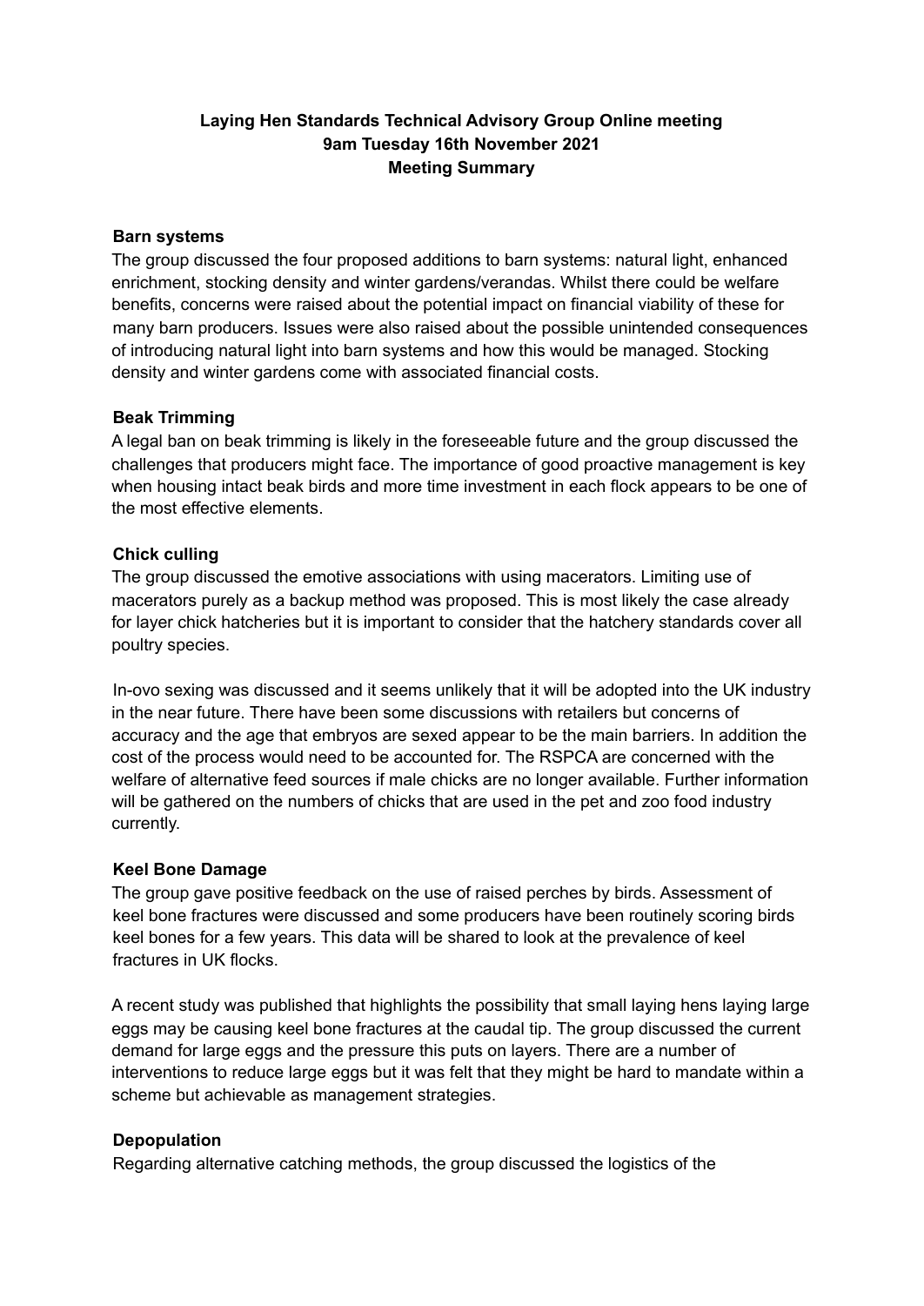# Laying Hen Standards Technical Advisory Group Online meeting
## 9am Tuesday 16th November 2021
## Meeting Summary

**Barn systems**

The group discussed the four proposed additions to barn systems: natural light, enhanced enrichment, stocking density and winter gardens/verandas. Whilst there could be welfare benefits, concerns were raised about the potential impact on financial viability of these for many barn producers. Issues were also raised about the possible unintended consequences of introducing natural light into barn systems and how this would be managed. Stocking density and winter gardens come with associated financial costs.

**Beak Trimming**

A legal ban on beak trimming is likely in the foreseeable future and the group discussed the challenges that producers might face. The importance of good proactive management is key when housing intact beak birds and more time investment in each flock appears to be one of the most effective elements.

**Chick culling**

The group discussed the emotive associations with using macerators. Limiting use of macerators purely as a backup method was proposed. This is most likely the case already for layer chick hatcheries but it is important to consider that the hatchery standards cover all poultry species.

In-ovo sexing was discussed and it seems unlikely that it will be adopted into the UK industry in the near future. There have been some discussions with retailers but concerns of accuracy and the age that embryos are sexed appear to be the main barriers. In addition the cost of the process would need to be accounted for. The RSPCA are concerned with the welfare of alternative feed sources if male chicks are no longer available. Further information will be gathered on the numbers of chicks that are used in the pet and zoo food industry currently.

**Keel Bone Damage**

The group gave positive feedback on the use of raised perches by birds. Assessment of keel bone fractures were discussed and some producers have been routinely scoring birds keel bones for a few years. This data will be shared to look at the prevalence of keel fractures in UK flocks.

A recent study was published that highlights the possibility that small laying hens laying large eggs may be causing keel bone fractures at the caudal tip. The group discussed the current demand for large eggs and the pressure this puts on layers. There are a number of interventions to reduce large eggs but it was felt that they might be hard to mandate within a scheme but achievable as management strategies.

**Depopulation**

Regarding alternative catching methods, the group discussed the logistics of the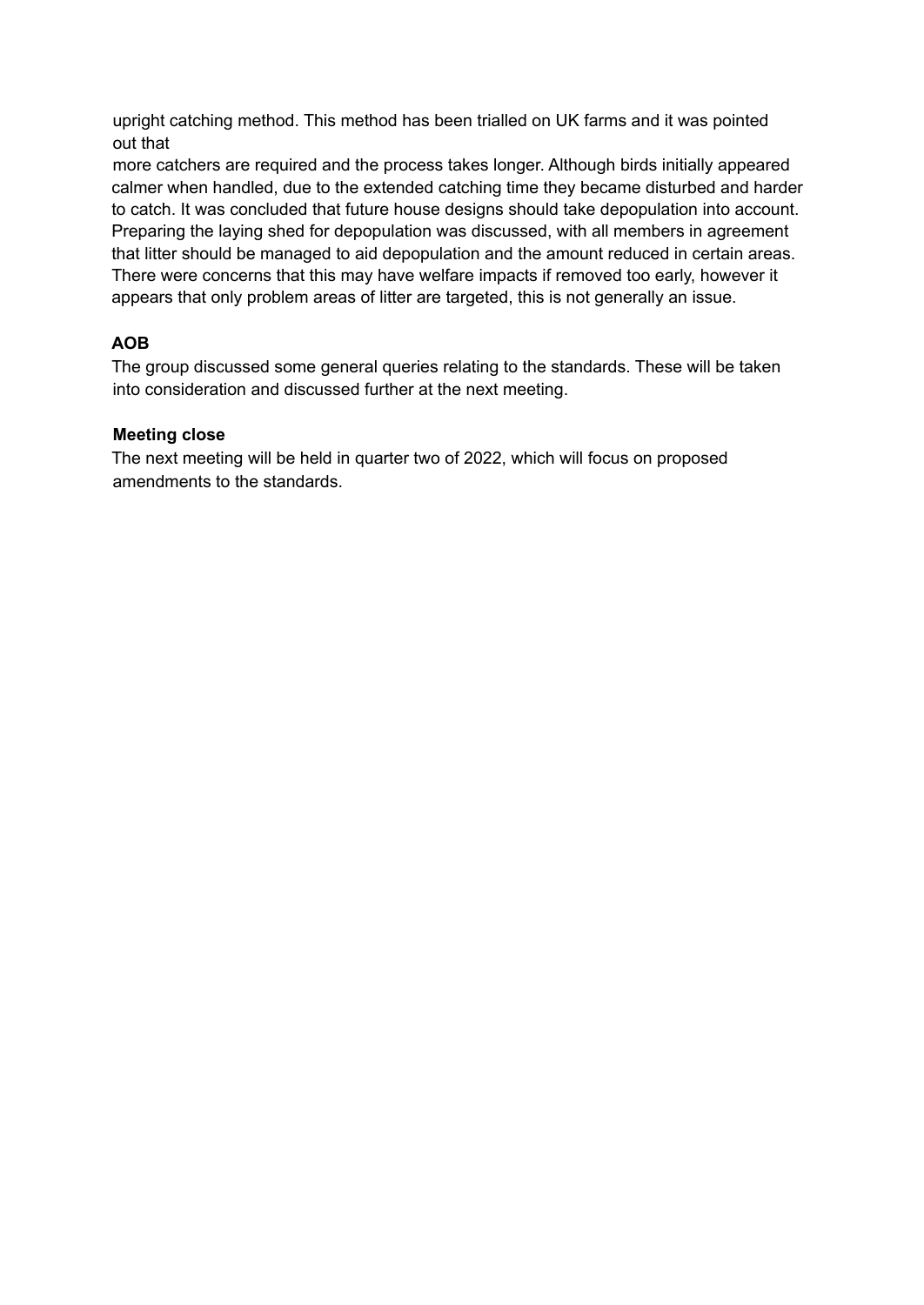upright catching method. This method has been trialled on UK farms and it was pointed out that more catchers are required and the process takes longer. Although birds initially appeared calmer when handled, due to the extended catching time they became disturbed and harder to catch. It was concluded that future house designs should take depopulation into account. Preparing the laying shed for depopulation was discussed, with all members in agreement that litter should be managed to aid depopulation and the amount reduced in certain areas. There were concerns that this may have welfare impacts if removed too early, however it appears that only problem areas of litter are targeted, this is not generally an issue.

**AOB**

The group discussed some general queries relating to the standards. These will be taken into consideration and discussed further at the next meeting.

**Meeting close**

The next meeting will be held in quarter two of 2022, which will focus on proposed amendments to the standards.